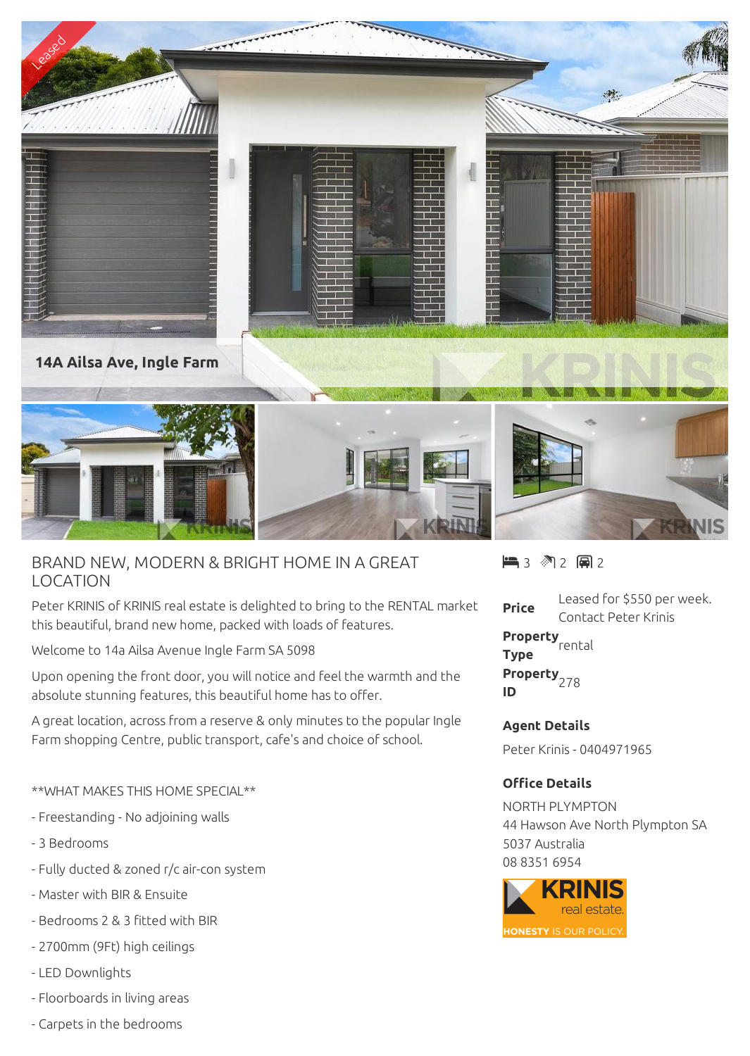14A Ailsa Ave, Ingle Farm

## BRAND NEW, MODERN & BRIGHT HOME IN A GREAT LOCATION

Peter KRINIS of KRINIS real estate is delighted to bring to the RENTAL market this beautiful, brand new home, packed with loads of features.

Welcome to 14a Ailsa Avenue Ingle Farm SA 5098

Upon opening the front door, you will notice and feel the warmth and the absolute stunning features, this beautiful home has to offer.

A great location, across from a reserve & only minutes to the popular Ingle Farm shopping Centre, public transport, cafe's and choice of school.

**WHAT MAKES THIS HOME SPECIAL**

- Freestanding - No adjoining walls
- 3 Bedrooms
- Fully ducted & zoned r/c air-con system
- Master with BIR & Ensuite
- Bedrooms 2 & 3 fitted with BIR
- 2700mm (9Ft) high ceilings
- LED Downlights
- Floorboards in living areas
- Carpets in the bedrooms

3 | 2 | 2

| | |
|---|---|
| **Price** | Leased for $550 per week. Contact Peter Krinis |
| **Property Type** | rental |
| **Property ID** | 278 |

### Agent Details

Peter Krinis - 0404971965

### Office Details

NORTH PLYMPTON
44 Hawson Ave North Plympton SA 5037 Australia
08 8351 6954

KRINIS real estate. HONESTY IS OUR POLICY.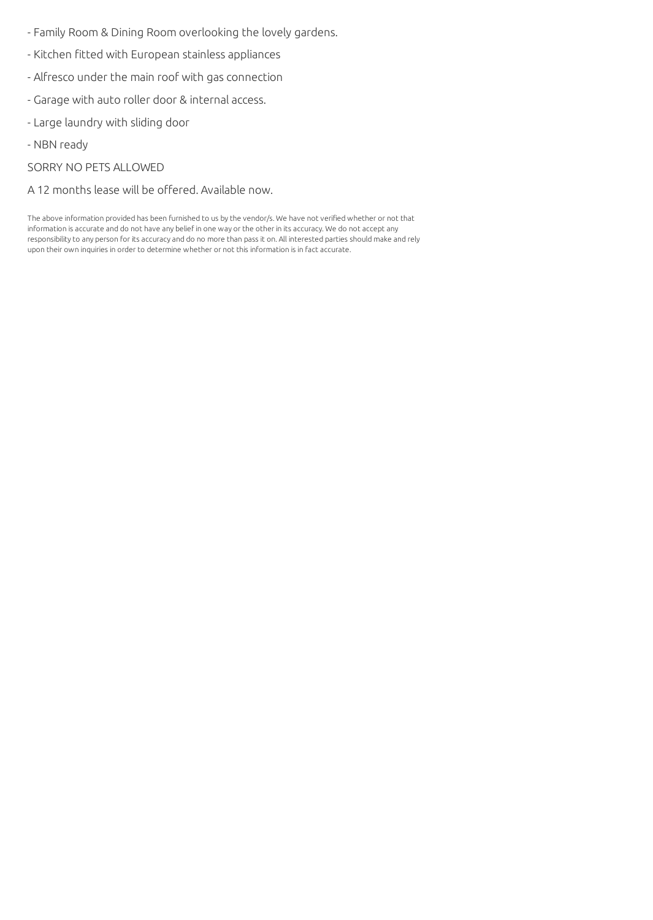- Family Room & Dining Room overlooking the lovely gardens.
- Kitchen fitted with European stainless appliances
- Alfresco under the main roof with gas connection
- Garage with auto roller door & internal access.
- Large laundry with sliding door
- NBN ready

SORRY NO PETS ALLOWED

A 12 months lease will be offered. Available now.

The above information provided has been furnished to us by the vendor/s. We have not verified whether or not that information is accurate and do not have any belief in one way or the other in its accuracy. We do not accept any responsibility to any person for its accuracy and do no more than pass it on. All interested parties should make and rely upon their own inquiries in order to determine whether or not this information is in fact accurate.